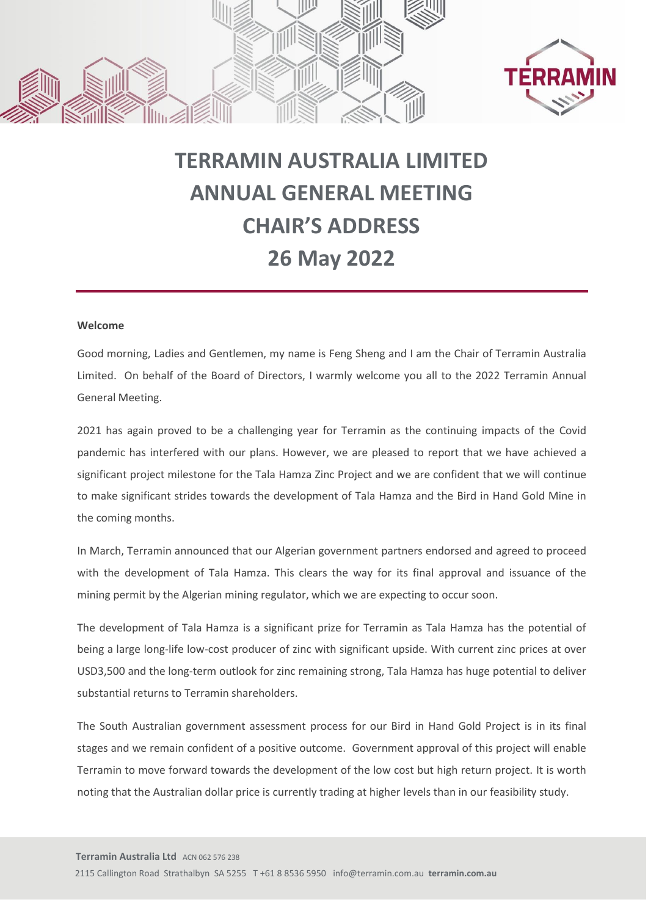# TERRAMIN AUSTRALIA LIMITED
# ANNUAL GENERAL MEETING
# CHAIR'S ADDRESS
# 26 May 2022

**Welcome**

Good morning, Ladies and Gentlemen, my name is Feng Sheng and I am the Chair of Terramin Australia Limited. On behalf of the Board of Directors, I warmly welcome you all to the 2022 Terramin Annual General Meeting.

2021 has again proved to be a challenging year for Terramin as the continuing impacts of the Covid pandemic has interfered with our plans. However, we are pleased to report that we have achieved a significant project milestone for the Tala Hamza Zinc Project and we are confident that we will continue to make significant strides towards the development of Tala Hamza and the Bird in Hand Gold Mine in the coming months.

In March, Terramin announced that our Algerian government partners endorsed and agreed to proceed with the development of Tala Hamza. This clears the way for its final approval and issuance of the mining permit by the Algerian mining regulator, which we are expecting to occur soon.

The development of Tala Hamza is a significant prize for Terramin as Tala Hamza has the potential of being a large long-life low-cost producer of zinc with significant upside. With current zinc prices at over USD3,500 and the long-term outlook for zinc remaining strong, Tala Hamza has huge potential to deliver substantial returns to Terramin shareholders.

The South Australian government assessment process for our Bird in Hand Gold Project is in its final stages and we remain confident of a positive outcome. Government approval of this project will enable Terramin to move forward towards the development of the low cost but high return project. It is worth noting that the Australian dollar price is currently trading at higher levels than in our feasibility study.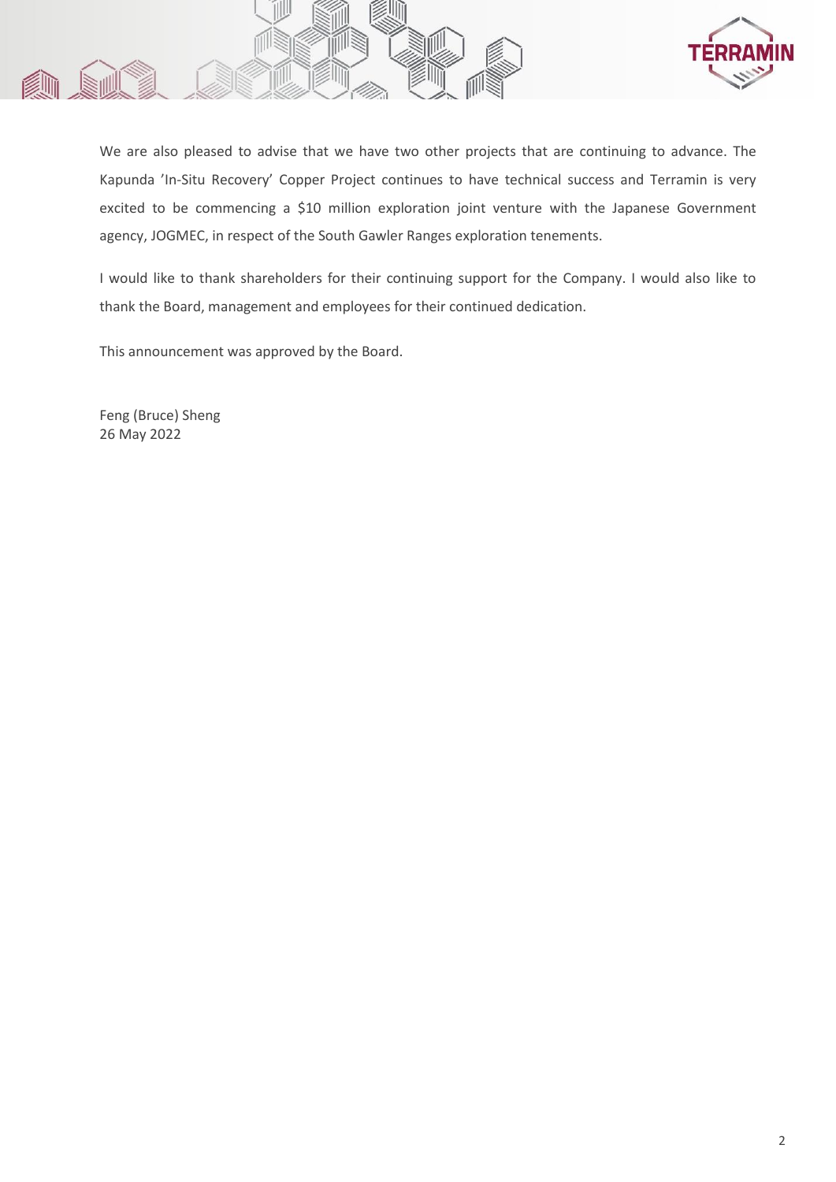We are also pleased to advise that we have two other projects that are continuing to advance. The Kapunda 'In-Situ Recovery' Copper Project continues to have technical success and Terramin is very excited to be commencing a $10 million exploration joint venture with the Japanese Government agency, JOGMEC, in respect of the South Gawler Ranges exploration tenements.

I would like to thank shareholders for their continuing support for the Company. I would also like to thank the Board, management and employees for their continued dedication.

This announcement was approved by the Board.

Feng (Bruce) Sheng  
26 May 2022